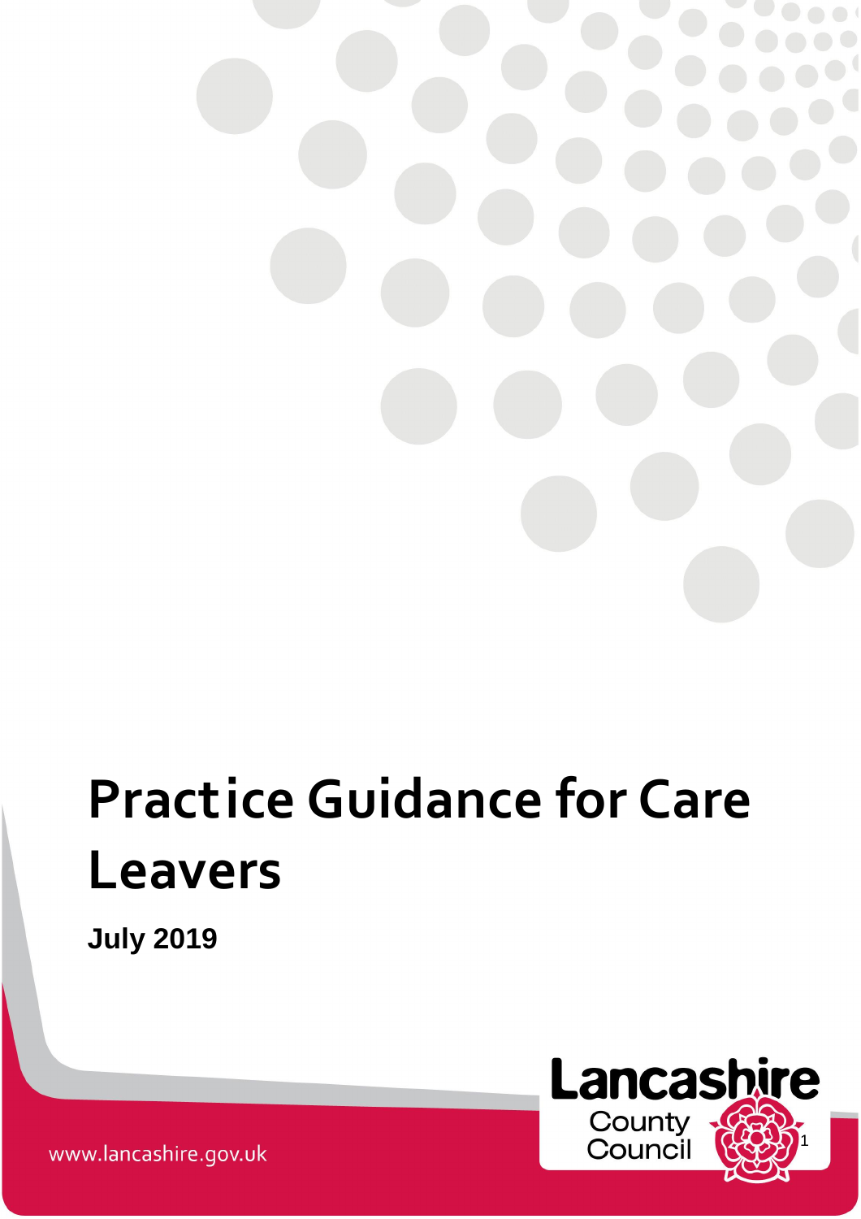# Practice Guidance for Care Leavers

**July 2019**

www.lancashire.gov.uk

Lancashire County Council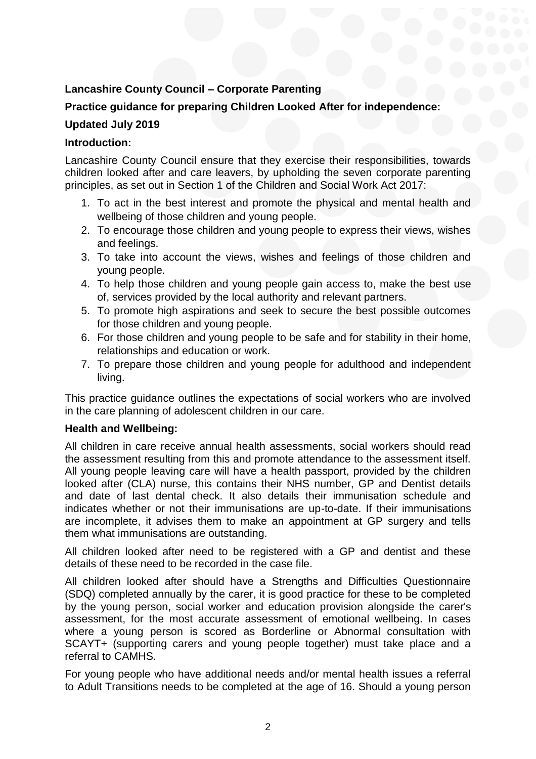**Lancashire County Council – Corporate Parenting**

**Practice guidance for preparing Children Looked After for independence:**

**Updated July 2019**

**Introduction:**

Lancashire County Council ensure that they exercise their responsibilities, towards children looked after and care leavers, by upholding the seven corporate parenting principles, as set out in Section 1 of the Children and Social Work Act 2017:

1. To act in the best interest and promote the physical and mental health and wellbeing of those children and young people.
2. To encourage those children and young people to express their views, wishes and feelings.
3. To take into account the views, wishes and feelings of those children and young people.
4. To help those children and young people gain access to, make the best use of, services provided by the local authority and relevant partners.
5. To promote high aspirations and seek to secure the best possible outcomes for those children and young people.
6. For those children and young people to be safe and for stability in their home, relationships and education or work.
7. To prepare those children and young people for adulthood and independent living.

This practice guidance outlines the expectations of social workers who are involved in the care planning of adolescent children in our care.

**Health and Wellbeing:**

All children in care receive annual health assessments, social workers should read the assessment resulting from this and promote attendance to the assessment itself. All young people leaving care will have a health passport, provided by the children looked after (CLA) nurse, this contains their NHS number, GP and Dentist details and date of last dental check. It also details their immunisation schedule and indicates whether or not their immunisations are up-to-date. If their immunisations are incomplete, it advises them to make an appointment at GP surgery and tells them what immunisations are outstanding.

All children looked after need to be registered with a GP and dentist and these details of these need to be recorded in the case file.

All children looked after should have a Strengths and Difficulties Questionnaire (SDQ) completed annually by the carer, it is good practice for these to be completed by the young person, social worker and education provision alongside the carer's assessment, for the most accurate assessment of emotional wellbeing. In cases where a young person is scored as Borderline or Abnormal consultation with SCAYT+ (supporting carers and young people together) must take place and a referral to CAMHS.

For young people who have additional needs and/or mental health issues a referral to Adult Transitions needs to be completed at the age of 16. Should a young person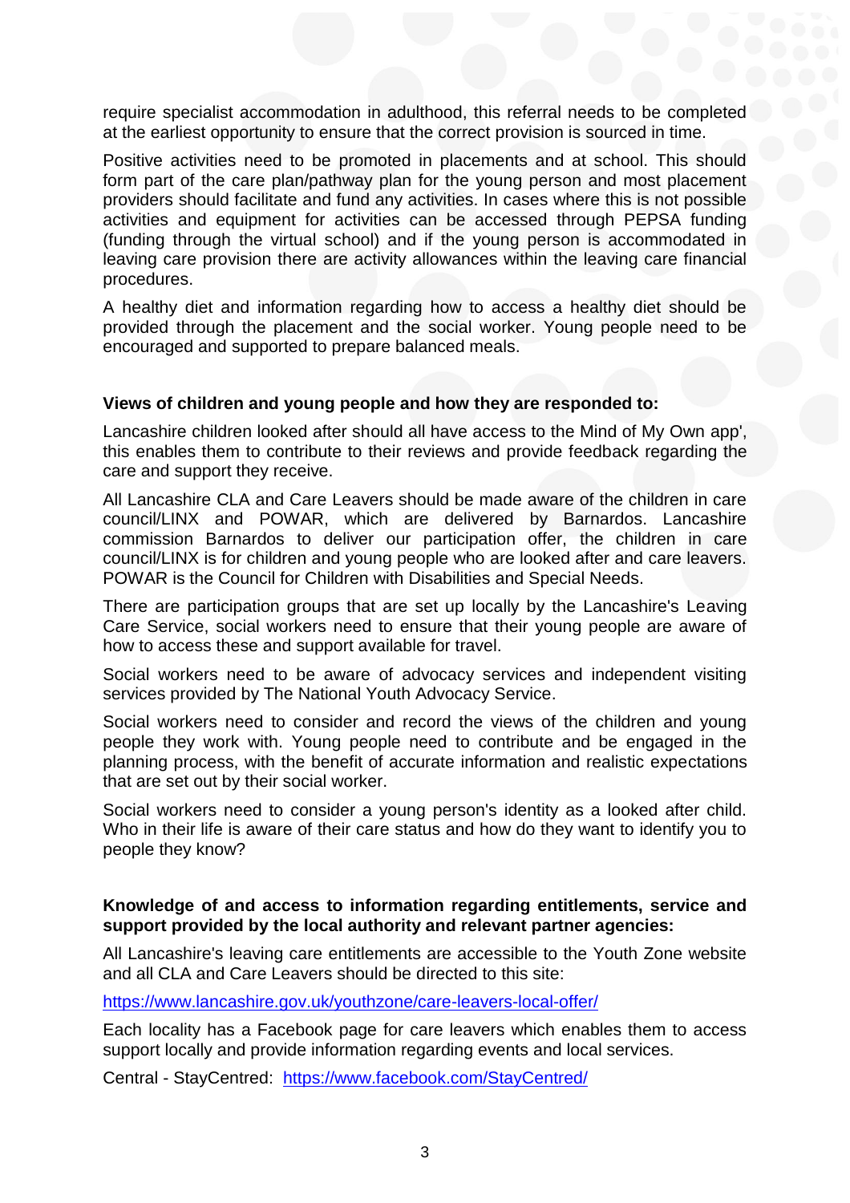require specialist accommodation in adulthood, this referral needs to be completed at the earliest opportunity to ensure that the correct provision is sourced in time.

Positive activities need to be promoted in placements and at school. This should form part of the care plan/pathway plan for the young person and most placement providers should facilitate and fund any activities. In cases where this is not possible activities and equipment for activities can be accessed through PEPSA funding (funding through the virtual school) and if the young person is accommodated in leaving care provision there are activity allowances within the leaving care financial procedures.

A healthy diet and information regarding how to access a healthy diet should be provided through the placement and the social worker. Young people need to be encouraged and supported to prepare balanced meals.

**Views of children and young people and how they are responded to:**

Lancashire children looked after should all have access to the Mind of My Own app', this enables them to contribute to their reviews and provide feedback regarding the care and support they receive.

All Lancashire CLA and Care Leavers should be made aware of the children in care council/LINX and POWAR, which are delivered by Barnardos. Lancashire commission Barnardos to deliver our participation offer, the children in care council/LINX is for children and young people who are looked after and care leavers. POWAR is the Council for Children with Disabilities and Special Needs.

There are participation groups that are set up locally by the Lancashire's Leaving Care Service, social workers need to ensure that their young people are aware of how to access these and support available for travel.

Social workers need to be aware of advocacy services and independent visiting services provided by The National Youth Advocacy Service.

Social workers need to consider and record the views of the children and young people they work with. Young people need to contribute and be engaged in the planning process, with the benefit of accurate information and realistic expectations that are set out by their social worker.

Social workers need to consider a young person's identity as a looked after child. Who in their life is aware of their care status and how do they want to identify you to people they know?

**Knowledge of and access to information regarding entitlements, service and support provided by the local authority and relevant partner agencies:**

All Lancashire's leaving care entitlements are accessible to the Youth Zone website and all CLA and Care Leavers should be directed to this site:

https://www.lancashire.gov.uk/youthzone/care-leavers-local-offer/

Each locality has a Facebook page for care leavers which enables them to access support locally and provide information regarding events and local services.

Central - StayCentred: https://www.facebook.com/StayCentred/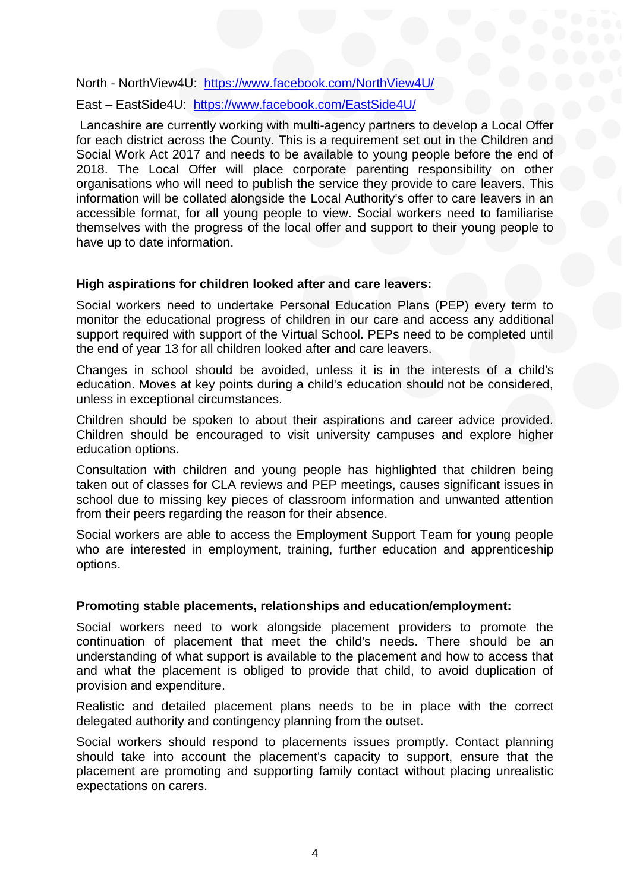North - NorthView4U: [https://www.facebook.com/NorthView4U/](https://www.facebook.com/NorthView4U/)

East – EastSide4U: [https://www.facebook.com/EastSide4U/](https://www.facebook.com/EastSide4U/)

Lancashire are currently working with multi-agency partners to develop a Local Offer for each district across the County. This is a requirement set out in the Children and Social Work Act 2017 and needs to be available to young people before the end of 2018. The Local Offer will place corporate parenting responsibility on other organisations who will need to publish the service they provide to care leavers. This information will be collated alongside the Local Authority's offer to care leavers in an accessible format, for all young people to view. Social workers need to familiarise themselves with the progress of the local offer and support to their young people to have up to date information.

**High aspirations for children looked after and care leavers:**

Social workers need to undertake Personal Education Plans (PEP) every term to monitor the educational progress of children in our care and access any additional support required with support of the Virtual School. PEPs need to be completed until the end of year 13 for all children looked after and care leavers.

Changes in school should be avoided, unless it is in the interests of a child's education. Moves at key points during a child's education should not be considered, unless in exceptional circumstances.

Children should be spoken to about their aspirations and career advice provided. Children should be encouraged to visit university campuses and explore higher education options.

Consultation with children and young people has highlighted that children being taken out of classes for CLA reviews and PEP meetings, causes significant issues in school due to missing key pieces of classroom information and unwanted attention from their peers regarding the reason for their absence.

Social workers are able to access the Employment Support Team for young people who are interested in employment, training, further education and apprenticeship options.

**Promoting stable placements, relationships and education/employment:**

Social workers need to work alongside placement providers to promote the continuation of placement that meet the child's needs. There should be an understanding of what support is available to the placement and how to access that and what the placement is obliged to provide that child, to avoid duplication of provision and expenditure.

Realistic and detailed placement plans needs to be in place with the correct delegated authority and contingency planning from the outset.

Social workers should respond to placements issues promptly. Contact planning should take into account the placement's capacity to support, ensure that the placement are promoting and supporting family contact without placing unrealistic expectations on carers.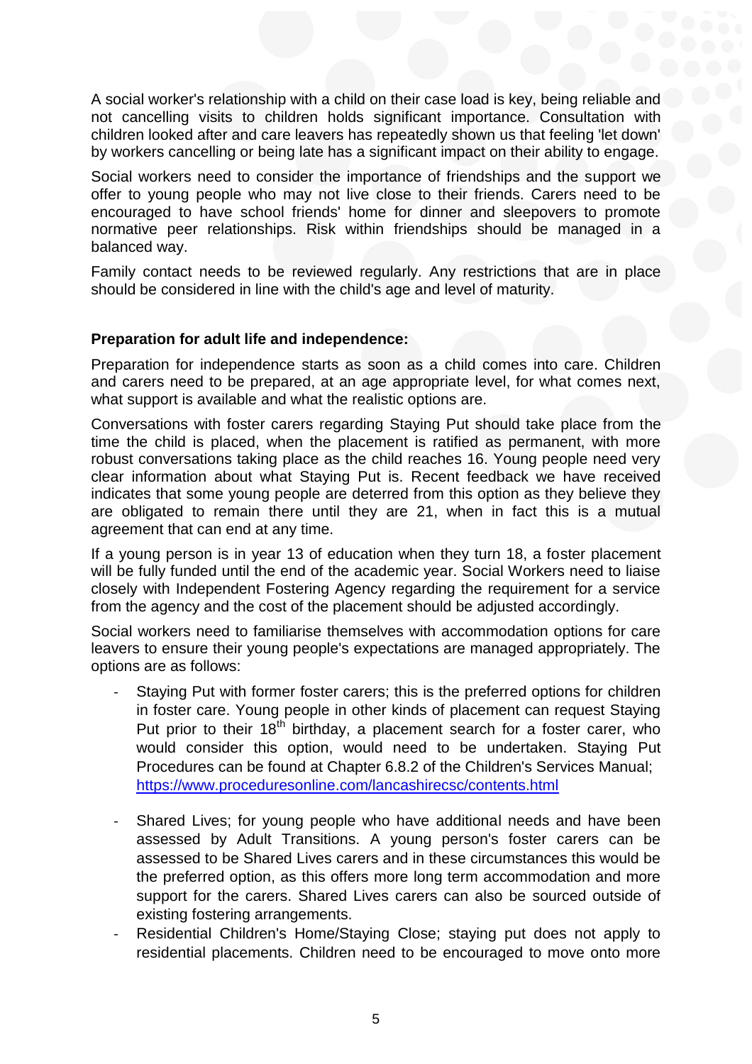A social worker's relationship with a child on their case load is key, being reliable and not cancelling visits to children holds significant importance. Consultation with children looked after and care leavers has repeatedly shown us that feeling 'let down' by workers cancelling or being late has a significant impact on their ability to engage.

Social workers need to consider the importance of friendships and the support we offer to young people who may not live close to their friends. Carers need to be encouraged to have school friends' home for dinner and sleepovers to promote normative peer relationships. Risk within friendships should be managed in a balanced way.

Family contact needs to be reviewed regularly. Any restrictions that are in place should be considered in line with the child's age and level of maturity.

**Preparation for adult life and independence:**

Preparation for independence starts as soon as a child comes into care. Children and carers need to be prepared, at an age appropriate level, for what comes next, what support is available and what the realistic options are.

Conversations with foster carers regarding Staying Put should take place from the time the child is placed, when the placement is ratified as permanent, with more robust conversations taking place as the child reaches 16. Young people need very clear information about what Staying Put is. Recent feedback we have received indicates that some young people are deterred from this option as they believe they are obligated to remain there until they are 21, when in fact this is a mutual agreement that can end at any time.

If a young person is in year 13 of education when they turn 18, a foster placement will be fully funded until the end of the academic year. Social Workers need to liaise closely with Independent Fostering Agency regarding the requirement for a service from the agency and the cost of the placement should be adjusted accordingly.

Social workers need to familiarise themselves with accommodation options for care leavers to ensure their young people's expectations are managed appropriately. The options are as follows:

- Staying Put with former foster carers; this is the preferred options for children in foster care. Young people in other kinds of placement can request Staying Put prior to their 18th birthday, a placement search for a foster carer, who would consider this option, would need to be undertaken. Staying Put Procedures can be found at Chapter 6.8.2 of the Children's Services Manual; https://www.proceduresonline.com/lancashirecsc/contents.html

- Shared Lives; for young people who have additional needs and have been assessed by Adult Transitions. A young person's foster carers can be assessed to be Shared Lives carers and in these circumstances this would be the preferred option, as this offers more long term accommodation and more support for the carers. Shared Lives carers can also be sourced outside of existing fostering arrangements.
- Residential Children's Home/Staying Close; staying put does not apply to residential placements. Children need to be encouraged to move onto more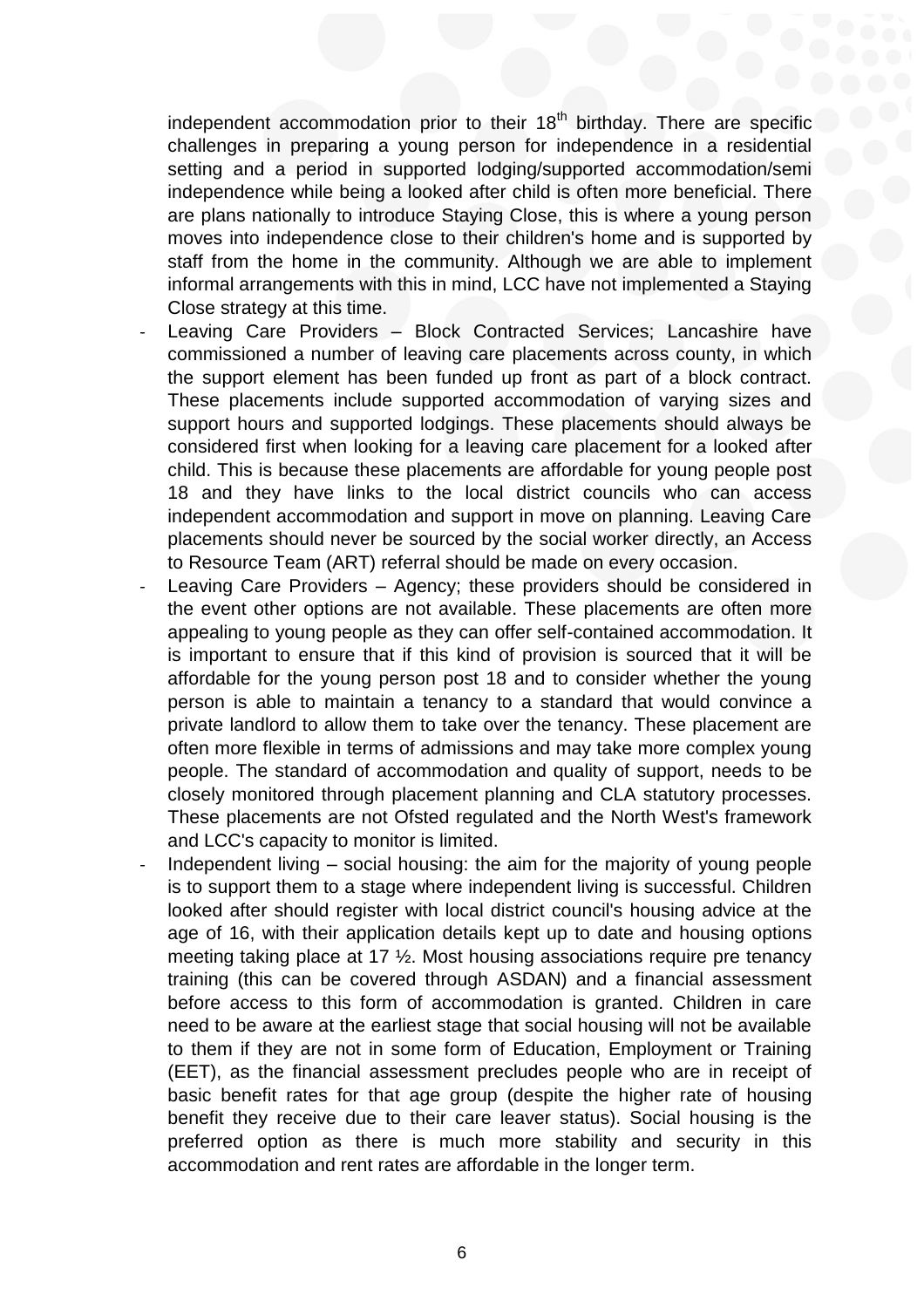independent accommodation prior to their 18th birthday. There are specific challenges in preparing a young person for independence in a residential setting and a period in supported lodging/supported accommodation/semi independence while being a looked after child is often more beneficial. There are plans nationally to introduce Staying Close, this is where a young person moves into independence close to their children's home and is supported by staff from the home in the community. Although we are able to implement informal arrangements with this in mind, LCC have not implemented a Staying Close strategy at this time.

- Leaving Care Providers – Block Contracted Services; Lancashire have commissioned a number of leaving care placements across county, in which the support element has been funded up front as part of a block contract. These placements include supported accommodation of varying sizes and support hours and supported lodgings. These placements should always be considered first when looking for a leaving care placement for a looked after child. This is because these placements are affordable for young people post 18 and they have links to the local district councils who can access independent accommodation and support in move on planning. Leaving Care placements should never be sourced by the social worker directly, an Access to Resource Team (ART) referral should be made on every occasion.
- Leaving Care Providers – Agency; these providers should be considered in the event other options are not available. These placements are often more appealing to young people as they can offer self-contained accommodation. It is important to ensure that if this kind of provision is sourced that it will be affordable for the young person post 18 and to consider whether the young person is able to maintain a tenancy to a standard that would convince a private landlord to allow them to take over the tenancy. These placement are often more flexible in terms of admissions and may take more complex young people. The standard of accommodation and quality of support, needs to be closely monitored through placement planning and CLA statutory processes. These placements are not Ofsted regulated and the North West's framework and LCC's capacity to monitor is limited.
- Independent living – social housing: the aim for the majority of young people is to support them to a stage where independent living is successful. Children looked after should register with local district council's housing advice at the age of 16, with their application details kept up to date and housing options meeting taking place at 17 ½. Most housing associations require pre tenancy training (this can be covered through ASDAN) and a financial assessment before access to this form of accommodation is granted. Children in care need to be aware at the earliest stage that social housing will not be available to them if they are not in some form of Education, Employment or Training (EET), as the financial assessment precludes people who are in receipt of basic benefit rates for that age group (despite the higher rate of housing benefit they receive due to their care leaver status). Social housing is the preferred option as there is much more stability and security in this accommodation and rent rates are affordable in the longer term.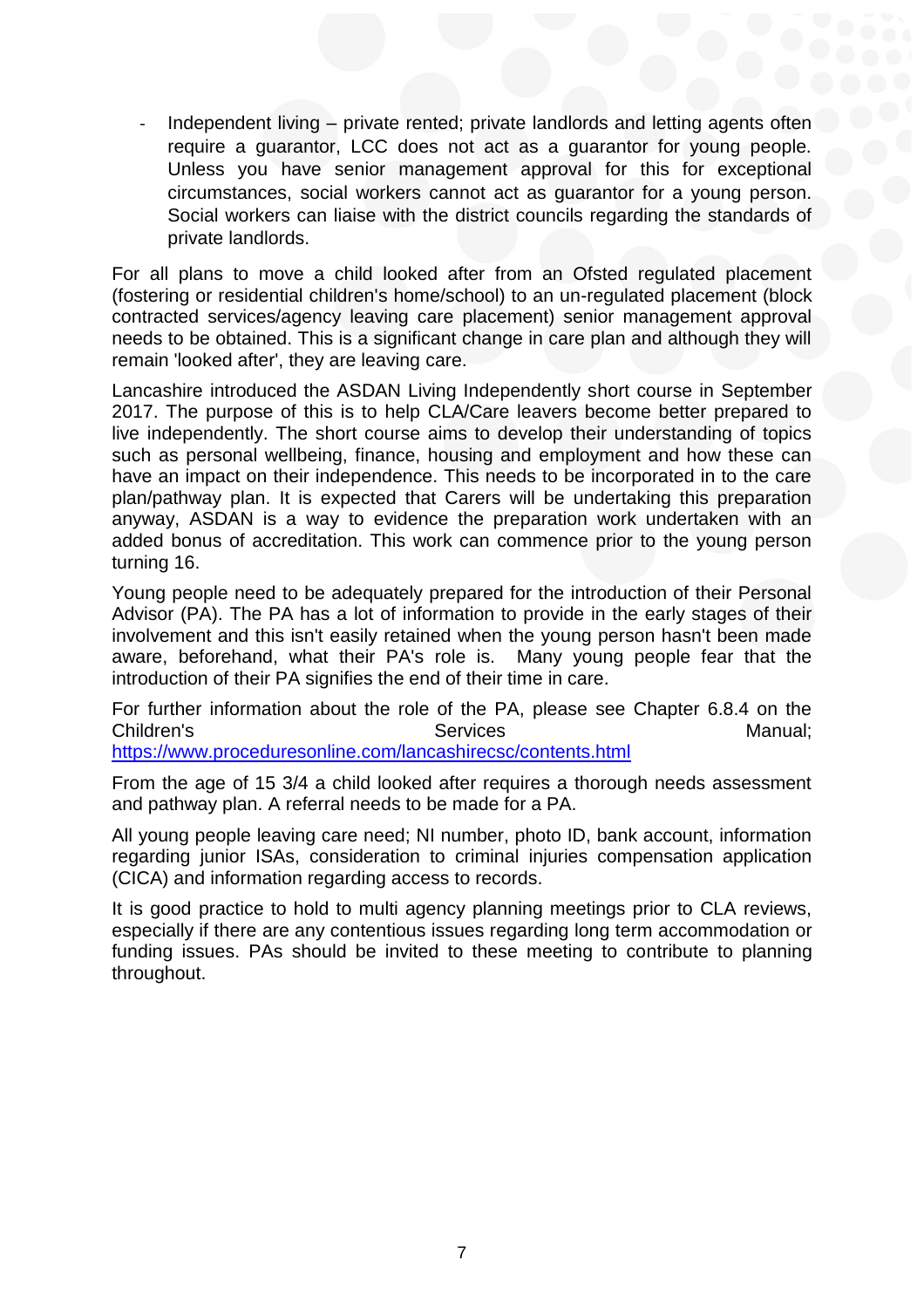- Independent living – private rented; private landlords and letting agents often require a guarantor, LCC does not act as a guarantor for young people. Unless you have senior management approval for this for exceptional circumstances, social workers cannot act as guarantor for a young person. Social workers can liaise with the district councils regarding the standards of private landlords.

For all plans to move a child looked after from an Ofsted regulated placement (fostering or residential children's home/school) to an un-regulated placement (block contracted services/agency leaving care placement) senior management approval needs to be obtained. This is a significant change in care plan and although they will remain 'looked after', they are leaving care.

Lancashire introduced the ASDAN Living Independently short course in September 2017. The purpose of this is to help CLA/Care leavers become better prepared to live independently. The short course aims to develop their understanding of topics such as personal wellbeing, finance, housing and employment and how these can have an impact on their independence. This needs to be incorporated in to the care plan/pathway plan. It is expected that Carers will be undertaking this preparation anyway, ASDAN is a way to evidence the preparation work undertaken with an added bonus of accreditation. This work can commence prior to the young person turning 16.

Young people need to be adequately prepared for the introduction of their Personal Advisor (PA). The PA has a lot of information to provide in the early stages of their involvement and this isn't easily retained when the young person hasn't been made aware, beforehand, what their PA's role is. Many young people fear that the introduction of their PA signifies the end of their time in care.

For further information about the role of the PA, please see Chapter 6.8.4 on the Children's Services Manual; https://www.proceduresonline.com/lancashirecsc/contents.html

From the age of 15 3/4 a child looked after requires a thorough needs assessment and pathway plan. A referral needs to be made for a PA.

All young people leaving care need; NI number, photo ID, bank account, information regarding junior ISAs, consideration to criminal injuries compensation application (CICA) and information regarding access to records.

It is good practice to hold to multi agency planning meetings prior to CLA reviews, especially if there are any contentious issues regarding long term accommodation or funding issues. PAs should be invited to these meeting to contribute to planning throughout.